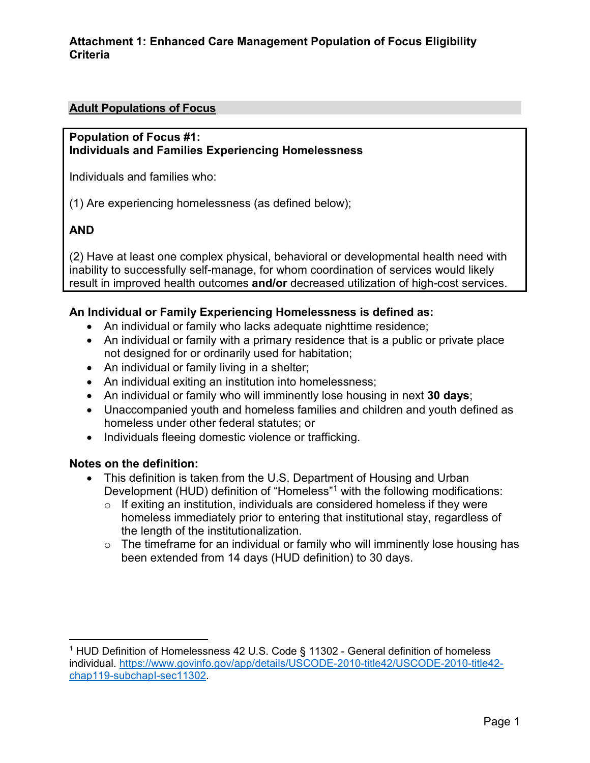# Attachment 1: Enhanced Care Management Population of Focus Eligibility Criteria

## Adult Populations of Focus

**Population of Focus #1:**
**Individuals and Families Experiencing Homelessness**

Individuals and families who:

(1) Are experiencing homelessness (as defined below);

**AND**

(2) Have at least one complex physical, behavioral or developmental health need with inability to successfully self-manage, for whom coordination of services would likely result in improved health outcomes **and/or** decreased utilization of high-cost services.

**An Individual or Family Experiencing Homelessness is defined as:**

- An individual or family who lacks adequate nighttime residence;
- An individual or family with a primary residence that is a public or private place not designed for or ordinarily used for habitation;
- An individual or family living in a shelter;
- An individual exiting an institution into homelessness;
- An individual or family who will imminently lose housing in next **30 days**;
- Unaccompanied youth and homeless families and children and youth defined as homeless under other federal statutes; or
- Individuals fleeing domestic violence or trafficking.

**Notes on the definition:**

- This definition is taken from the U.S. Department of Housing and Urban Development (HUD) definition of "Homeless"[1] with the following modifications:
  - If exiting an institution, individuals are considered homeless if they were homeless immediately prior to entering that institutional stay, regardless of the length of the institutionalization.
  - The timeframe for an individual or family who will imminently lose housing has been extended from 14 days (HUD definition) to 30 days.

---

[1] HUD Definition of Homelessness 42 U.S. Code § 11302 - General definition of homeless individual. https://www.govinfo.gov/app/details/USCODE-2010-title42/USCODE-2010-title42-chap119-subchapI-sec11302.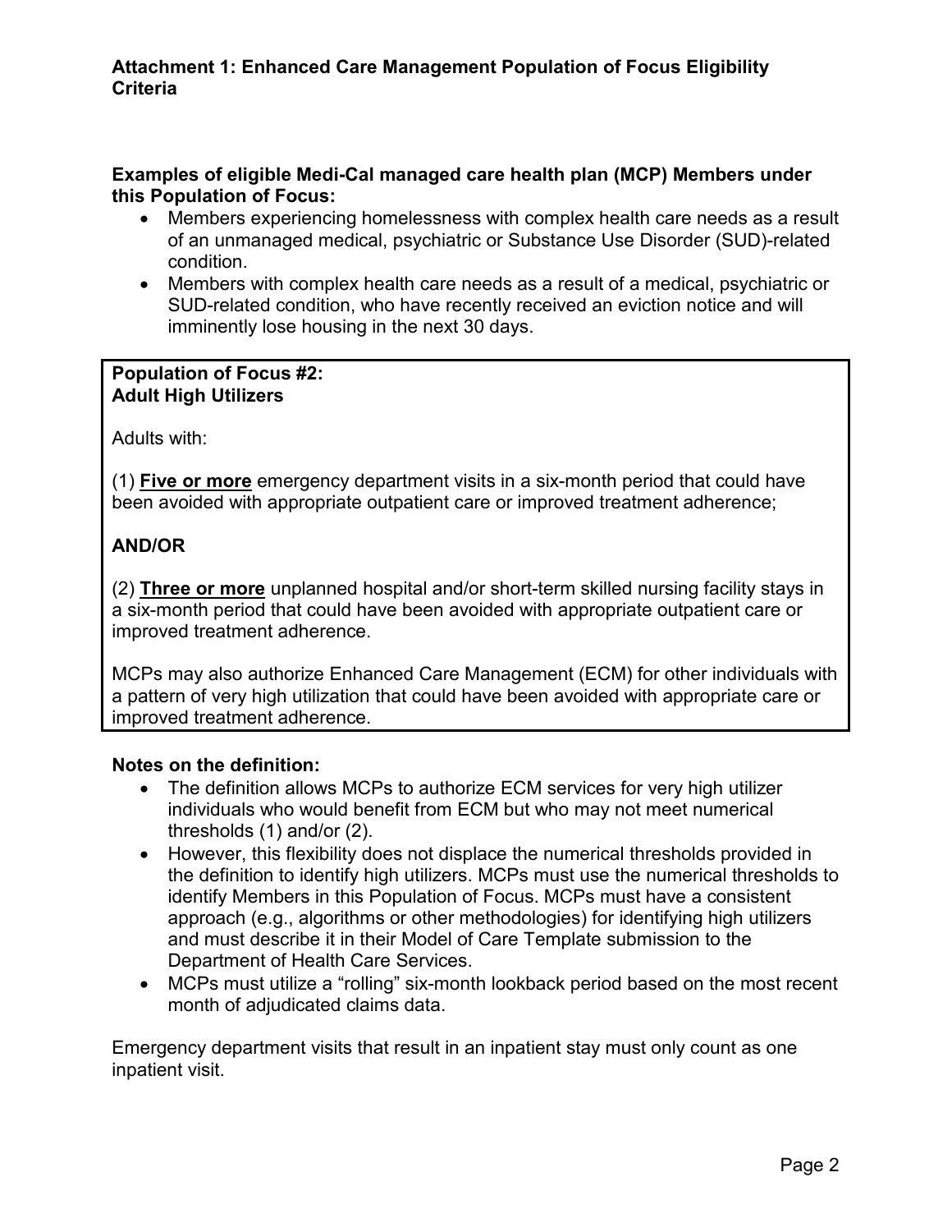**Examples of eligible Medi-Cal managed care health plan (MCP) Members under this Population of Focus:**

- Members experiencing homelessness with complex health care needs as a result of an unmanaged medical, psychiatric or Substance Use Disorder (SUD)-related condition.
- Members with complex health care needs as a result of a medical, psychiatric or SUD-related condition, who have recently received an eviction notice and will imminently lose housing in the next 30 days.

**Population of Focus #2:**
**Adult High Utilizers**

Adults with:

(1) **Five or more** emergency department visits in a six-month period that could have been avoided with appropriate outpatient care or improved treatment adherence;

**AND/OR**

(2) **Three or more** unplanned hospital and/or short-term skilled nursing facility stays in a six-month period that could have been avoided with appropriate outpatient care or improved treatment adherence.

MCPs may also authorize Enhanced Care Management (ECM) for other individuals with a pattern of very high utilization that could have been avoided with appropriate care or improved treatment adherence.

**Notes on the definition:**

- The definition allows MCPs to authorize ECM services for very high utilizer individuals who would benefit from ECM but who may not meet numerical thresholds (1) and/or (2).
- However, this flexibility does not displace the numerical thresholds provided in the definition to identify high utilizers. MCPs must use the numerical thresholds to identify Members in this Population of Focus. MCPs must have a consistent approach (e.g., algorithms or other methodologies) for identifying high utilizers and must describe it in their Model of Care Template submission to the Department of Health Care Services.
- MCPs must utilize a "rolling" six-month lookback period based on the most recent month of adjudicated claims data.

Emergency department visits that result in an inpatient stay must only count as one inpatient visit.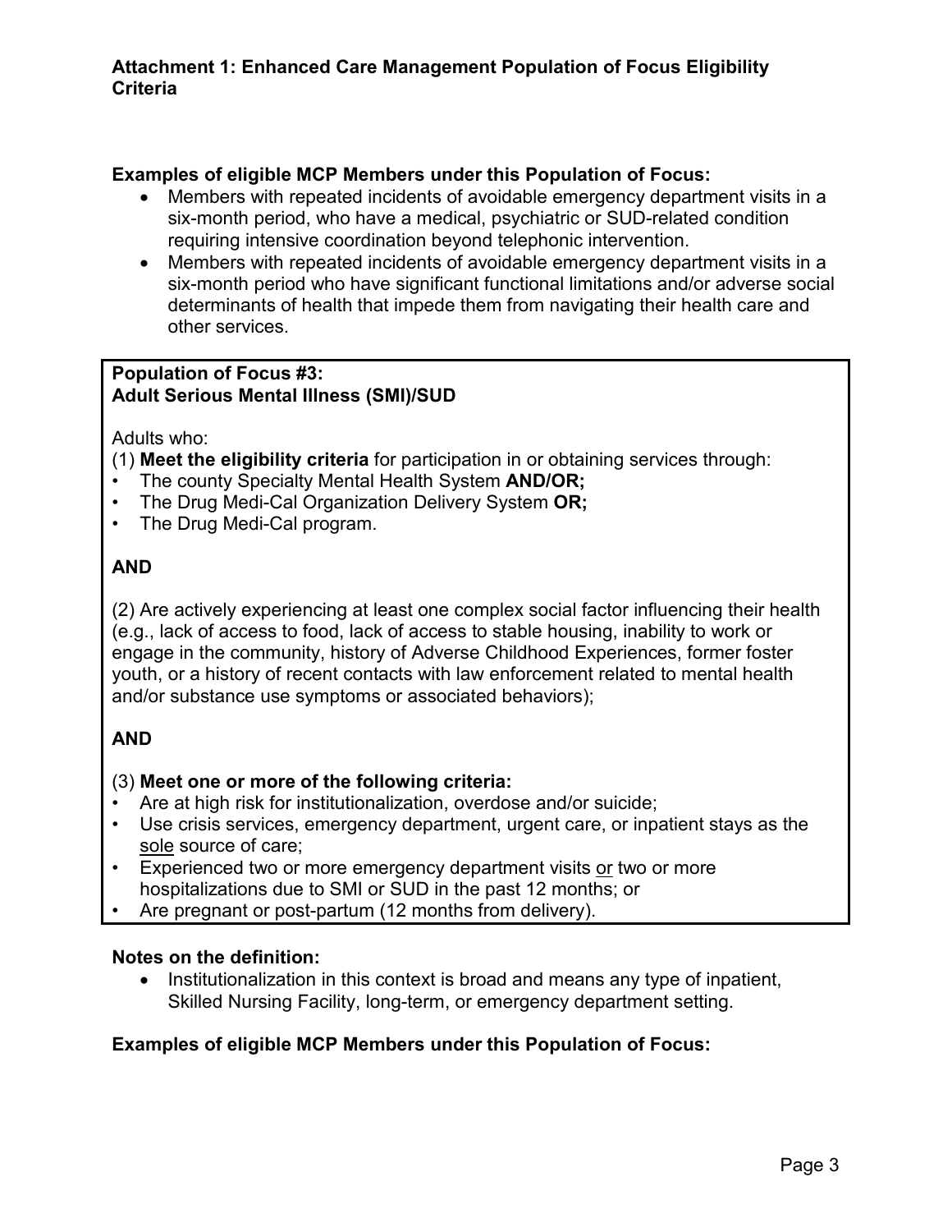**Examples of eligible MCP Members under this Population of Focus:**

- Members with repeated incidents of avoidable emergency department visits in a six-month period, who have a medical, psychiatric or SUD-related condition requiring intensive coordination beyond telephonic intervention.
- Members with repeated incidents of avoidable emergency department visits in a six-month period who have significant functional limitations and/or adverse social determinants of health that impede them from navigating their health care and other services.

**Population of Focus #3:**
**Adult Serious Mental Illness (SMI)/SUD**

Adults who:

(1) **Meet the eligibility criteria** for participation in or obtaining services through:

- The county Specialty Mental Health System **AND/OR;**
- The Drug Medi-Cal Organization Delivery System **OR;**
- The Drug Medi-Cal program.

**AND**

(2) Are actively experiencing at least one complex social factor influencing their health (e.g., lack of access to food, lack of access to stable housing, inability to work or engage in the community, history of Adverse Childhood Experiences, former foster youth, or a history of recent contacts with law enforcement related to mental health and/or substance use symptoms or associated behaviors);

**AND**

(3) **Meet one or more of the following criteria:**

- Are at high risk for institutionalization, overdose and/or suicide;
- Use crisis services, emergency department, urgent care, or inpatient stays as the <u>sole</u> source of care;
- Experienced two or more emergency department visits <u>or</u> two or more hospitalizations due to SMI or SUD in the past 12 months; or
- Are pregnant or post-partum (12 months from delivery).

**Notes on the definition:**

- Institutionalization in this context is broad and means any type of inpatient, Skilled Nursing Facility, long-term, or emergency department setting.

**Examples of eligible MCP Members under this Population of Focus:**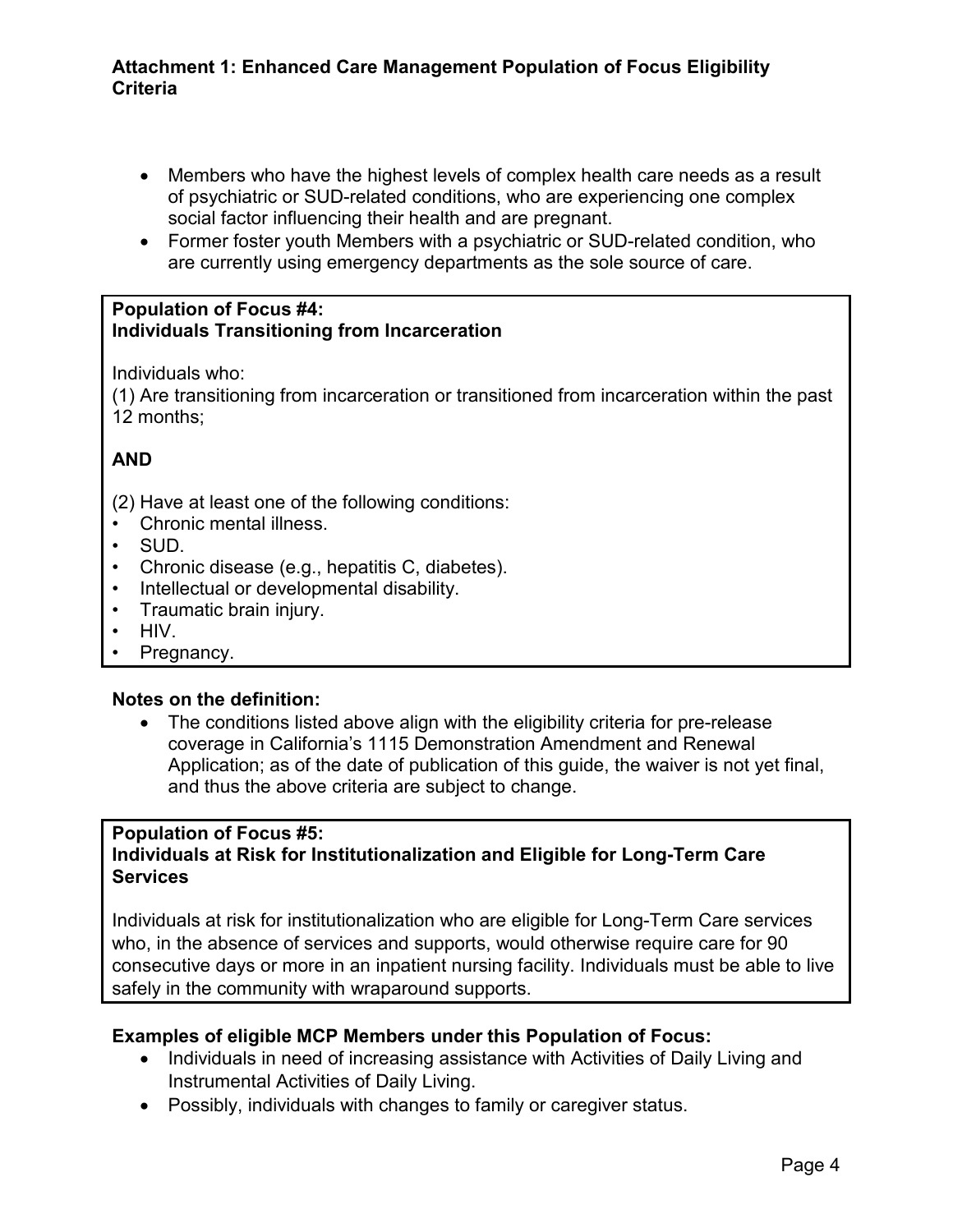- Members who have the highest levels of complex health care needs as a result of psychiatric or SUD-related conditions, who are experiencing one complex social factor influencing their health and are pregnant.
- Former foster youth Members with a psychiatric or SUD-related condition, who are currently using emergency departments as the sole source of care.

**Population of Focus #4:**
**Individuals Transitioning from Incarceration**

Individuals who:
(1) Are transitioning from incarceration or transitioned from incarceration within the past 12 months;

**AND**

(2) Have at least one of the following conditions:
- Chronic mental illness.
- SUD.
- Chronic disease (e.g., hepatitis C, diabetes).
- Intellectual or developmental disability.
- Traumatic brain injury.
- HIV.
- Pregnancy.

**Notes on the definition:**

- The conditions listed above align with the eligibility criteria for pre-release coverage in California's 1115 Demonstration Amendment and Renewal Application; as of the date of publication of this guide, the waiver is not yet final, and thus the above criteria are subject to change.

**Population of Focus #5:**
**Individuals at Risk for Institutionalization and Eligible for Long-Term Care Services**

Individuals at risk for institutionalization who are eligible for Long-Term Care services who, in the absence of services and supports, would otherwise require care for 90 consecutive days or more in an inpatient nursing facility. Individuals must be able to live safely in the community with wraparound supports.

**Examples of eligible MCP Members under this Population of Focus:**

- Individuals in need of increasing assistance with Activities of Daily Living and Instrumental Activities of Daily Living.
- Possibly, individuals with changes to family or caregiver status.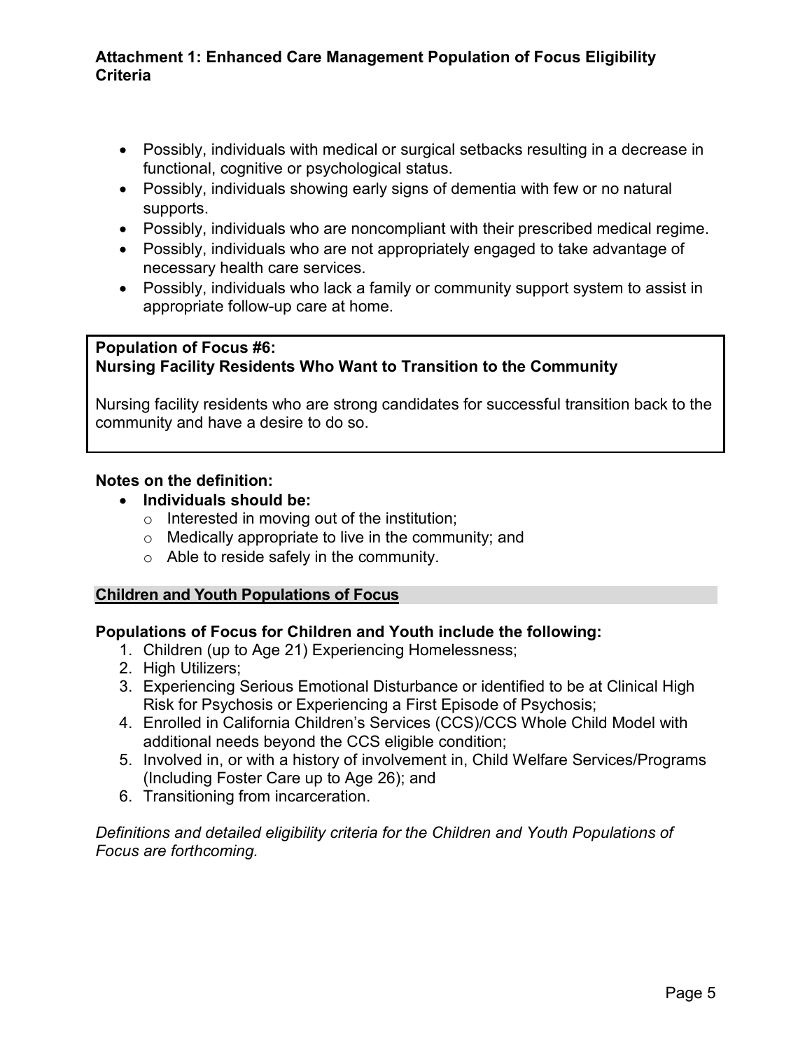- Possibly, individuals with medical or surgical setbacks resulting in a decrease in functional, cognitive or psychological status.
- Possibly, individuals showing early signs of dementia with few or no natural supports.
- Possibly, individuals who are noncompliant with their prescribed medical regime.
- Possibly, individuals who are not appropriately engaged to take advantage of necessary health care services.
- Possibly, individuals who lack a family or community support system to assist in appropriate follow-up care at home.

**Population of Focus #6:**
**Nursing Facility Residents Who Want to Transition to the Community**

Nursing facility residents who are strong candidates for successful transition back to the community and have a desire to do so.

**Notes on the definition:**

- **Individuals should be:**
  - Interested in moving out of the institution;
  - Medically appropriate to live in the community; and
  - Able to reside safely in the community.

## Children and Youth Populations of Focus

**Populations of Focus for Children and Youth include the following:**

1. Children (up to Age 21) Experiencing Homelessness;
2. High Utilizers;
3. Experiencing Serious Emotional Disturbance or identified to be at Clinical High Risk for Psychosis or Experiencing a First Episode of Psychosis;
4. Enrolled in California Children's Services (CCS)/CCS Whole Child Model with additional needs beyond the CCS eligible condition;
5. Involved in, or with a history of involvement in, Child Welfare Services/Programs (Including Foster Care up to Age 26); and
6. Transitioning from incarceration.

*Definitions and detailed eligibility criteria for the Children and Youth Populations of Focus are forthcoming.*